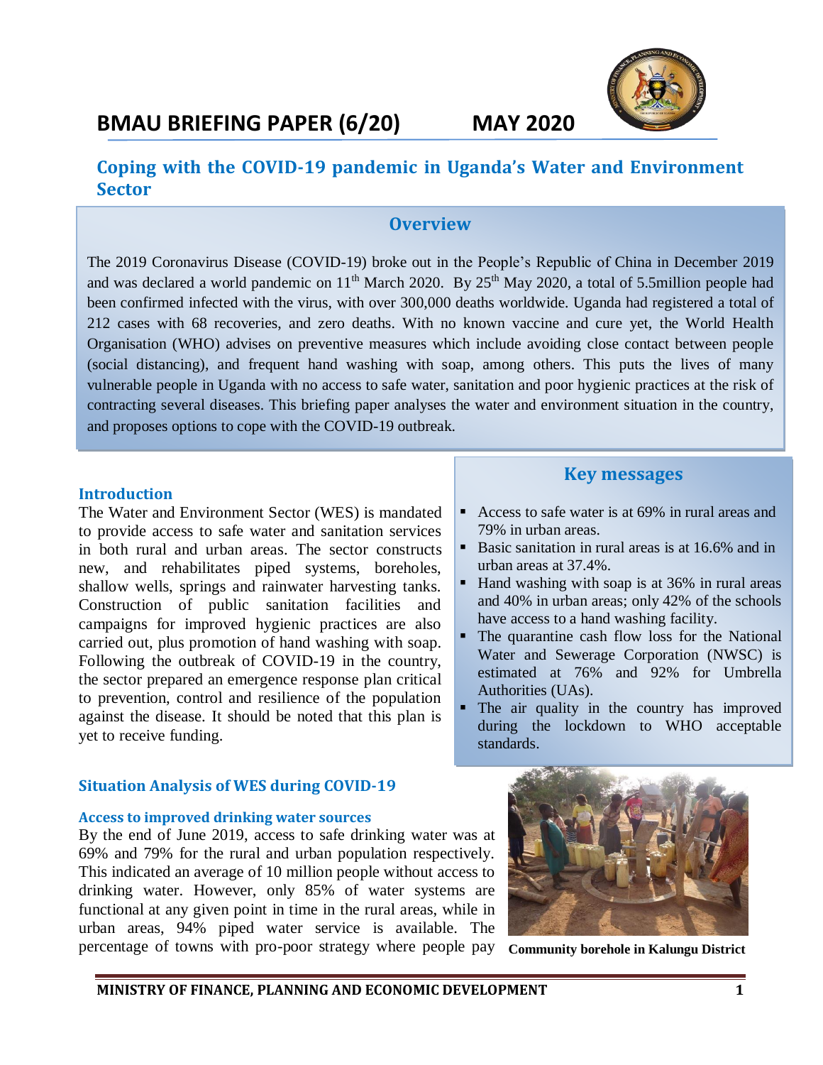# BMAU BRIEFING PAPER (6/20) MAY 2020

## Coping with the COVID-19 pandemic in Uganda's Water and Environment Sector

### Overview

The 2019 Coronavirus Disease (COVID-19) broke out in the People's Republic of China in December 2019 and was declared a world pandemic on 11th March 2020. By 25th May 2020, a total of 5.5million people had been confirmed infected with the virus, with over 300,000 deaths worldwide. Uganda had registered a total of 212 cases with 68 recoveries, and zero deaths. With no known vaccine and cure yet, the World Health Organisation (WHO) advises on preventive measures which include avoiding close contact between people (social distancing), and frequent hand washing with soap, among others. This puts the lives of many vulnerable people in Uganda with no access to safe water, sanitation and poor hygienic practices at the risk of contracting several diseases. This briefing paper analyses the water and environment situation in the country, and proposes options to cope with the COVID-19 outbreak.

### Key messages

- Access to safe water is at 69% in rural areas and 79% in urban areas.
- Basic sanitation in rural areas is at 16.6% and in urban areas at 37.4%.
- Hand washing with soap is at 36% in rural areas and 40% in urban areas; only 42% of the schools have access to a hand washing facility.
- The quarantine cash flow loss for the National Water and Sewerage Corporation (NWSC) is estimated at 76% and 92% for Umbrella Authorities (UAs).
- The air quality in the country has improved during the lockdown to WHO acceptable standards.

### Introduction

The Water and Environment Sector (WES) is mandated to provide access to safe water and sanitation services in both rural and urban areas. The sector constructs new, and rehabilitates piped systems, boreholes, shallow wells, springs and rainwater harvesting tanks. Construction of public sanitation facilities and campaigns for improved hygienic practices are also carried out, plus promotion of hand washing with soap. Following the outbreak of COVID-19 in the country, the sector prepared an emergence response plan critical to prevention, control and resilience of the population against the disease. It should be noted that this plan is yet to receive funding.

### Situation Analysis of WES during COVID-19

#### Access to improved drinking water sources

By the end of June 2019, access to safe drinking water was at 69% and 79% for the rural and urban population respectively. This indicated an average of 10 million people without access to drinking water. However, only 85% of water systems are functional at any given point in time in the rural areas, while in urban areas, 94% piped water service is available. The percentage of towns with pro-poor strategy where people pay

**Community borehole in Kalungu District**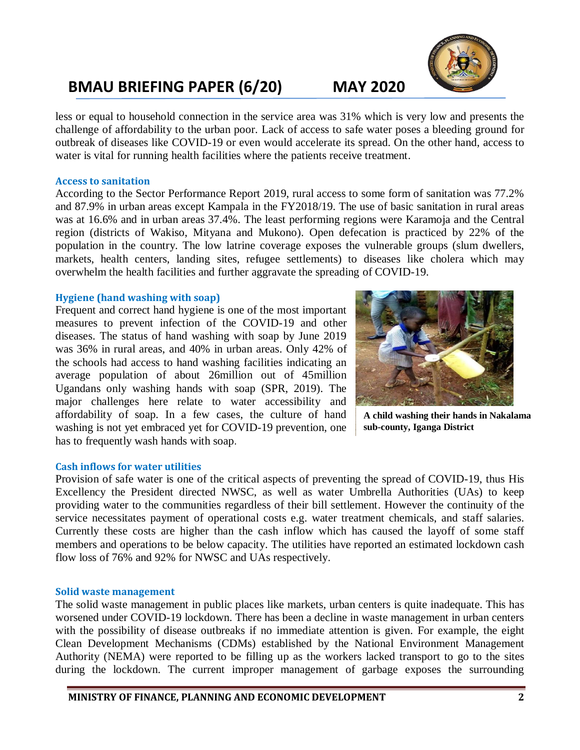less or equal to household connection in the service area was 31% which is very low and presents the challenge of affordability to the urban poor. Lack of access to safe water poses a bleeding ground for outbreak of diseases like COVID-19 or even would accelerate its spread. On the other hand, access to water is vital for running health facilities where the patients receive treatment.

### Access to sanitation

According to the Sector Performance Report 2019, rural access to some form of sanitation was 77.2% and 87.9% in urban areas except Kampala in the FY2018/19. The use of basic sanitation in rural areas was at 16.6% and in urban areas 37.4%. The least performing regions were Karamoja and the Central region (districts of Wakiso, Mityana and Mukono). Open defecation is practiced by 22% of the population in the country. The low latrine coverage exposes the vulnerable groups (slum dwellers, markets, health centers, landing sites, refugee settlements) to diseases like cholera which may overwhelm the health facilities and further aggravate the spreading of COVID-19.

### Hygiene (hand washing with soap)

Frequent and correct hand hygiene is one of the most important measures to prevent infection of the COVID-19 and other diseases. The status of hand washing with soap by June 2019 was 36% in rural areas, and 40% in urban areas. Only 42% of the schools had access to hand washing facilities indicating an average population of about 26million out of 45million Ugandans only washing hands with soap (SPR, 2019). The major challenges here relate to water accessibility and affordability of soap. In a few cases, the culture of hand washing is not yet embraced yet for COVID-19 prevention, one has to frequently wash hands with soap.

**A child washing their hands in Nakalama sub-county, Iganga District**

### Cash inflows for water utilities

Provision of safe water is one of the critical aspects of preventing the spread of COVID-19, thus His Excellency the President directed NWSC, as well as water Umbrella Authorities (UAs) to keep providing water to the communities regardless of their bill settlement. However the continuity of the service necessitates payment of operational costs e.g. water treatment chemicals, and staff salaries. Currently these costs are higher than the cash inflow which has caused the layoff of some staff members and operations to be below capacity. The utilities have reported an estimated lockdown cash flow loss of 76% and 92% for NWSC and UAs respectively.

### Solid waste management

The solid waste management in public places like markets, urban centers is quite inadequate. This has worsened under COVID-19 lockdown. There has been a decline in waste management in urban centers with the possibility of disease outbreaks if no immediate attention is given. For example, the eight Clean Development Mechanisms (CDMs) established by the National Environment Management Authority (NEMA) were reported to be filling up as the workers lacked transport to go to the sites during the lockdown. The current improper management of garbage exposes the surrounding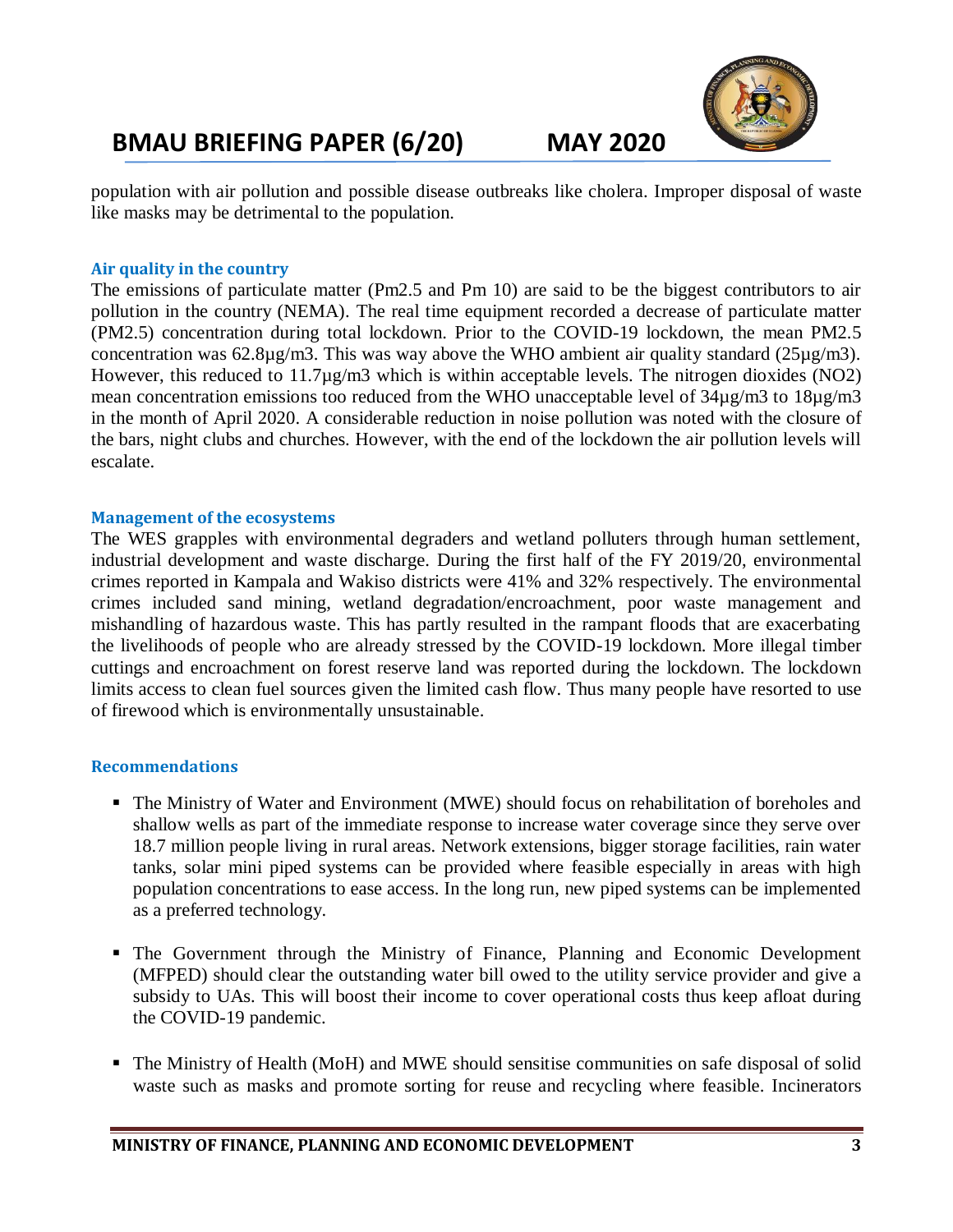population with air pollution and possible disease outbreaks like cholera. Improper disposal of waste like masks may be detrimental to the population.

### Air quality in the country

The emissions of particulate matter (Pm2.5 and Pm 10) are said to be the biggest contributors to air pollution in the country (NEMA). The real time equipment recorded a decrease of particulate matter (PM2.5) concentration during total lockdown. Prior to the COVID-19 lockdown, the mean PM2.5 concentration was 62.8µg/m3. This was way above the WHO ambient air quality standard (25µg/m3). However, this reduced to 11.7µg/m3 which is within acceptable levels. The nitrogen dioxides ($NO_2$) mean concentration emissions too reduced from the WHO unacceptable level of 34µg/m3 to 18µg/m3 in the month of April 2020. A considerable reduction in noise pollution was noted with the closure of the bars, night clubs and churches. However, with the end of the lockdown the air pollution levels will escalate.

### Management of the ecosystems

The WES grapples with environmental degraders and wetland polluters through human settlement, industrial development and waste discharge. During the first half of the FY 2019/20, environmental crimes reported in Kampala and Wakiso districts were 41% and 32% respectively. The environmental crimes included sand mining, wetland degradation/encroachment, poor waste management and mishandling of hazardous waste. This has partly resulted in the rampant floods that are exacerbating the livelihoods of people who are already stressed by the COVID-19 lockdown. More illegal timber cuttings and encroachment on forest reserve land was reported during the lockdown. The lockdown limits access to clean fuel sources given the limited cash flow. Thus many people have resorted to use of firewood which is environmentally unsustainable.

### Recommendations

- The Ministry of Water and Environment (MWE) should focus on rehabilitation of boreholes and shallow wells as part of the immediate response to increase water coverage since they serve over 18.7 million people living in rural areas. Network extensions, bigger storage facilities, rain water tanks, solar mini piped systems can be provided where feasible especially in areas with high population concentrations to ease access. In the long run, new piped systems can be implemented as a preferred technology.

- The Government through the Ministry of Finance, Planning and Economic Development (MFPED) should clear the outstanding water bill owed to the utility service provider and give a subsidy to UAs. This will boost their income to cover operational costs thus keep afloat during the COVID-19 pandemic.

- The Ministry of Health (MoH) and MWE should sensitise communities on safe disposal of solid waste such as masks and promote sorting for reuse and recycling where feasible. Incinerators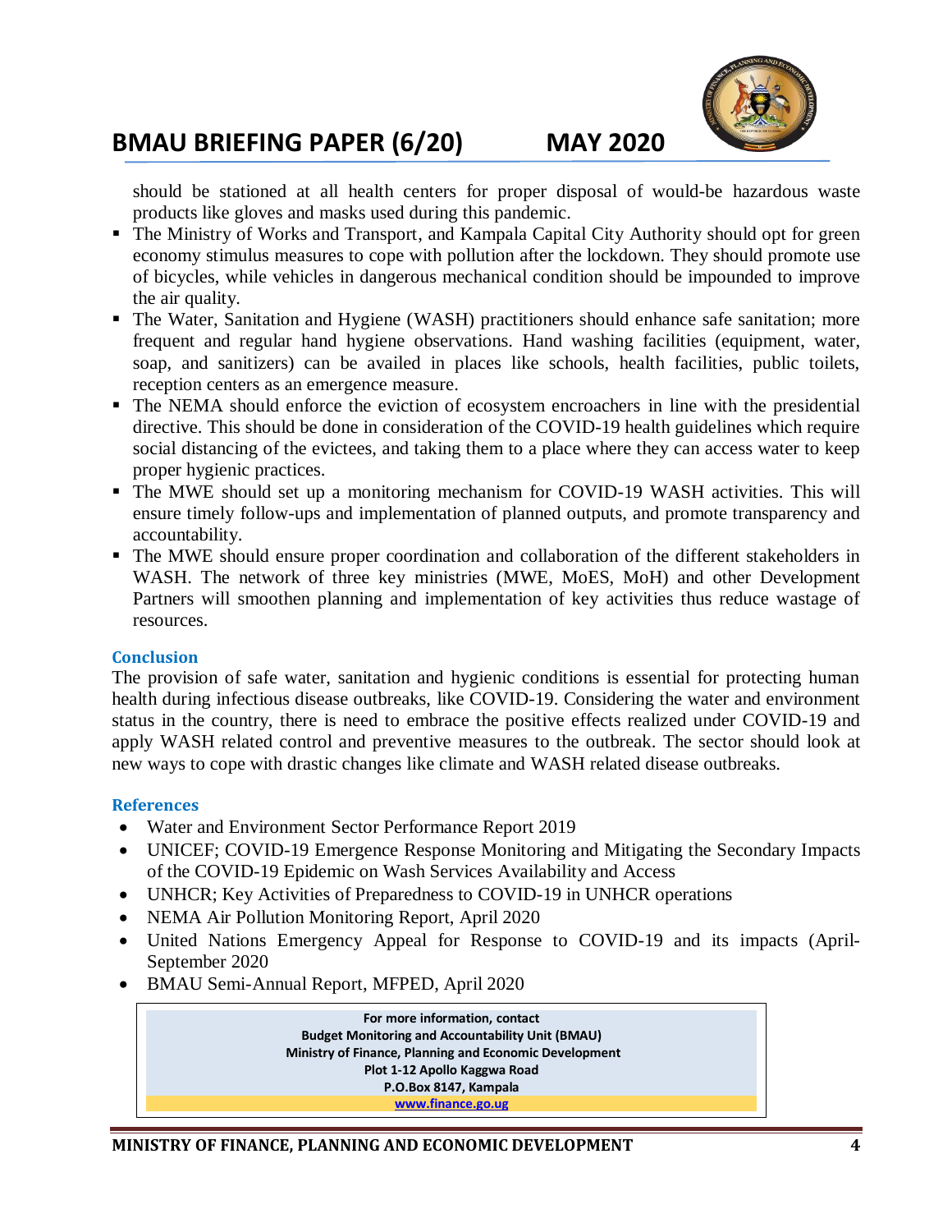should be stationed at all health centers for proper disposal of would-be hazardous waste products like gloves and masks used during this pandemic.

- The Ministry of Works and Transport, and Kampala Capital City Authority should opt for green economy stimulus measures to cope with pollution after the lockdown. They should promote use of bicycles, while vehicles in dangerous mechanical condition should be impounded to improve the air quality.
- The Water, Sanitation and Hygiene (WASH) practitioners should enhance safe sanitation; more frequent and regular hand hygiene observations. Hand washing facilities (equipment, water, soap, and sanitizers) can be availed in places like schools, health facilities, public toilets, reception centers as an emergence measure.
- The NEMA should enforce the eviction of ecosystem encroachers in line with the presidential directive. This should be done in consideration of the COVID-19 health guidelines which require social distancing of the evictees, and taking them to a place where they can access water to keep proper hygienic practices.
- The MWE should set up a monitoring mechanism for COVID-19 WASH activities. This will ensure timely follow-ups and implementation of planned outputs, and promote transparency and accountability.
- The MWE should ensure proper coordination and collaboration of the different stakeholders in WASH. The network of three key ministries (MWE, MoES, MoH) and other Development Partners will smoothen planning and implementation of key activities thus reduce wastage of resources.

## Conclusion

The provision of safe water, sanitation and hygienic conditions is essential for protecting human health during infectious disease outbreaks, like COVID-19. Considering the water and environment status in the country, there is need to embrace the positive effects realized under COVID-19 and apply WASH related control and preventive measures to the outbreak. The sector should look at new ways to cope with drastic changes like climate and WASH related disease outbreaks.

## References

- Water and Environment Sector Performance Report 2019
- UNICEF; COVID-19 Emergence Response Monitoring and Mitigating the Secondary Impacts of the COVID-19 Epidemic on Wash Services Availability and Access
- UNHCR; Key Activities of Preparedness to COVID-19 in UNHCR operations
- NEMA Air Pollution Monitoring Report, April 2020
- United Nations Emergency Appeal for Response to COVID-19 and its impacts (April-September 2020
- BMAU Semi-Annual Report, MFPED, April 2020

**For more information, contact**
**Budget Monitoring and Accountability Unit (BMAU)**
**Ministry of Finance, Planning and Economic Development**
**Plot 1-12 Apollo Kaggwa Road**
**P.O.Box 8147, Kampala**
**www.finance.go.ug**